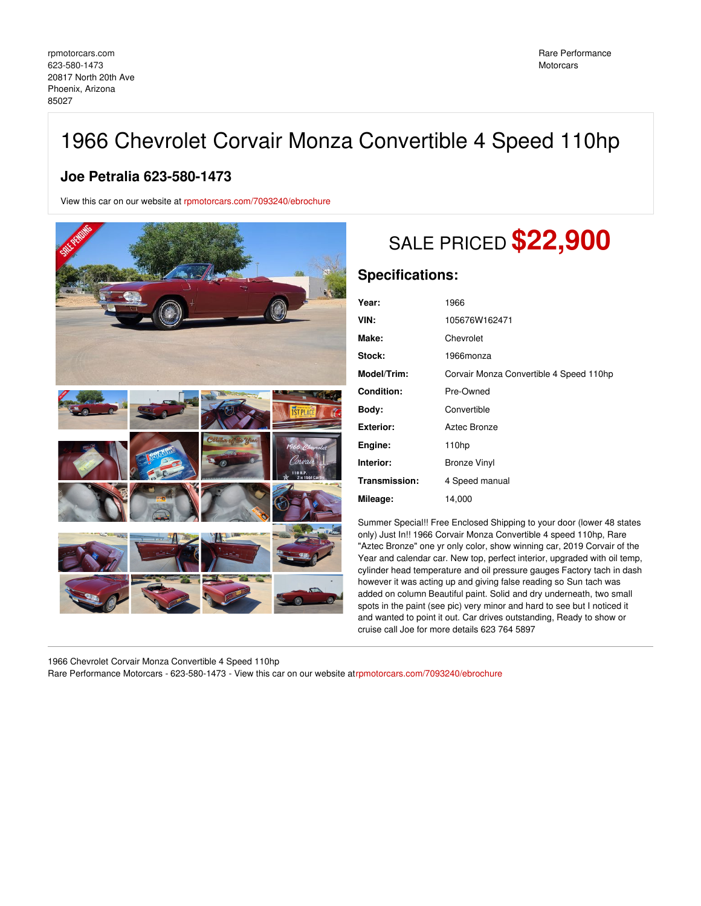rpmotorcars.com
623-580-1473
20817 North 20th Ave
Phoenix, Arizona
85027

Rare Performance Motorcars

# 1966 Chevrolet Corvair Monza Convertible 4 Speed 110hp

## Joe Petralia 623-580-1473

View this car on our website at rpmotorcars.com/7093240/ebrochure

SALE PRICED **$22,900**

## Specifications:

| | |
|---|---|
| **Year:** | 1966 |
| **VIN:** | 105676W162471 |
| **Make:** | Chevrolet |
| **Stock:** | 1966monza |
| **Model/Trim:** | Corvair Monza Convertible 4 Speed 110hp |
| **Condition:** | Pre-Owned |
| **Body:** | Convertible |
| **Exterior:** | Aztec Bronze |
| **Engine:** | 110hp |
| **Interior:** | Bronze Vinyl |
| **Transmission:** | 4 Speed manual |
| **Mileage:** | 14,000 |

Summer Special!! Free Enclosed Shipping to your door (lower 48 states only) Just In!! 1966 Corvair Monza Convertible 4 speed 110hp, Rare "Aztec Bronze" one yr only color, show winning car, 2019 Corvair of the Year and calendar car. New top, perfect interior, upgraded with oil temp, cylinder head temperature and oil pressure gauges Factory tach in dash however it was acting up and giving false reading so Sun tach was added on column Beautiful paint. Solid and dry underneath, two small spots in the paint (see pic) very minor and hard to see but I noticed it and wanted to point it out. Car drives outstanding, Ready to show or cruise call Joe for more details 623 764 5897

1966 Chevrolet Corvair Monza Convertible 4 Speed 110hp
Rare Performance Motorcars - 623-580-1473 - View this car on our website at rpmotorcars.com/7093240/ebrochure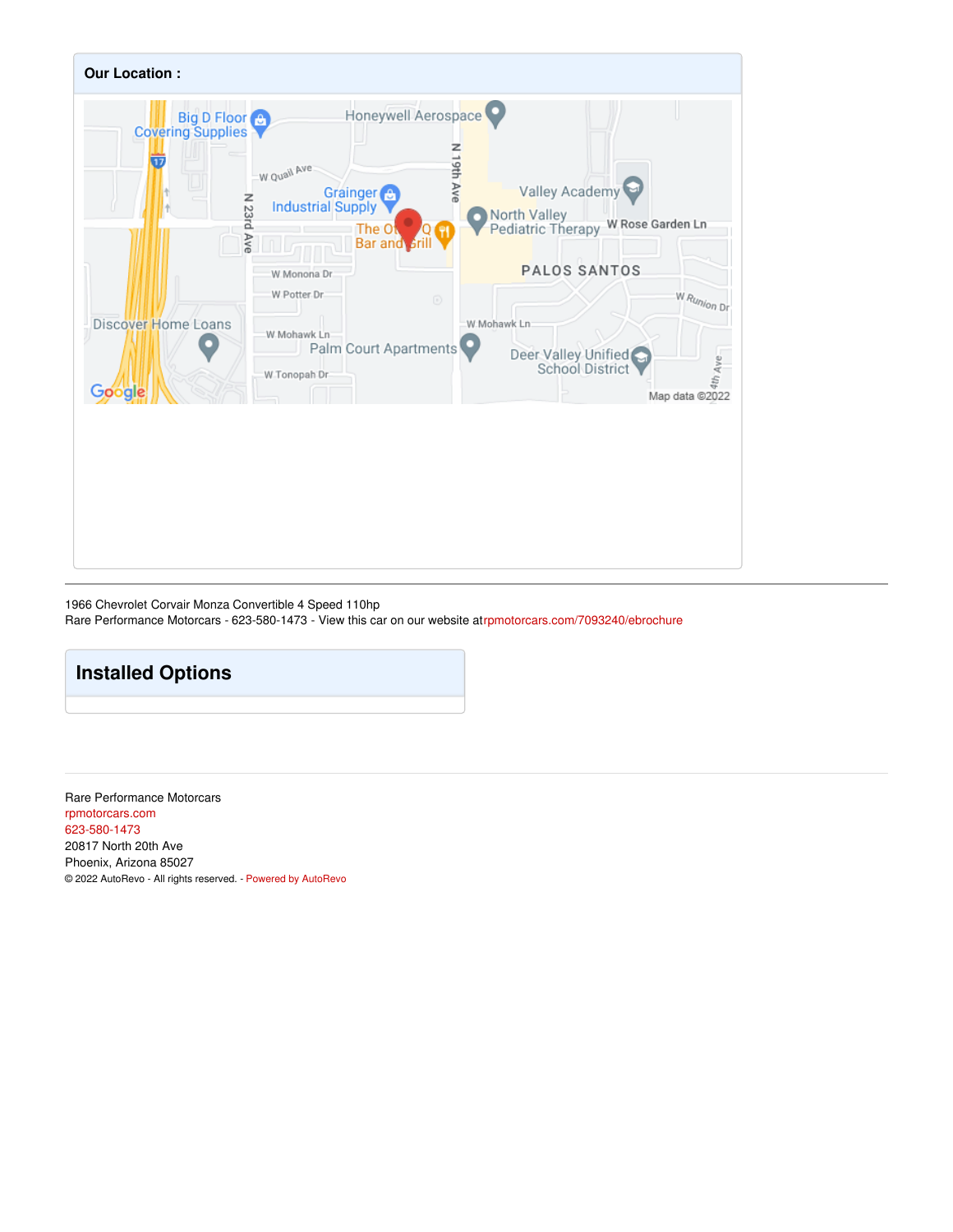**Our Location :**

1966 Chevrolet Corvair Monza Convertible 4 Speed 110hp
Rare Performance Motorcars - 623-580-1473 - View this car on our website atrpmotorcars.com/7093240/ebrochure

## Installed Options

Rare Performance Motorcars
rpmotorcars.com
623-580-1473
20817 North 20th Ave
Phoenix, Arizona 85027
© 2022 AutoRevo - All rights reserved. - Powered by AutoRevo